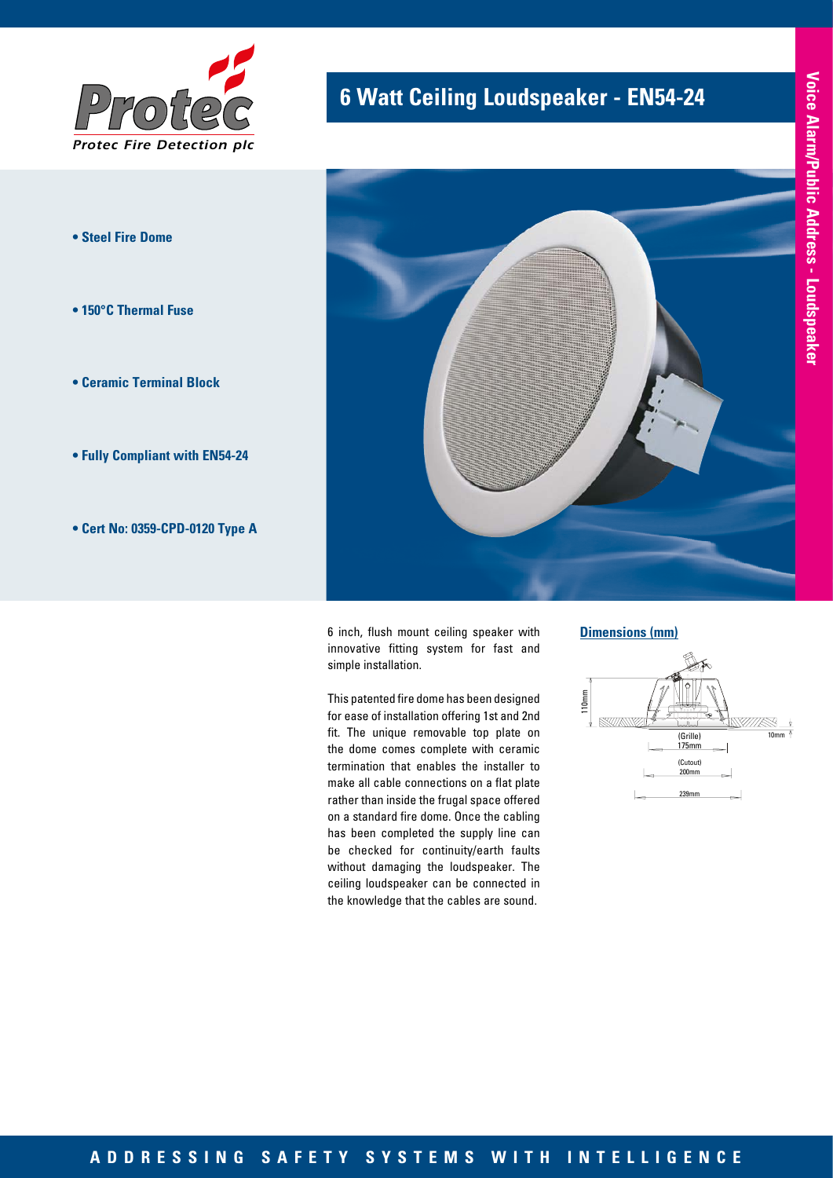Protec Fire Detection plc

# 6 Watt Ceiling Loudspeaker - EN54-24

Voice Alarm/Public Address - Loudspeaker

- **Steel Fire Dome**
- **150°C Thermal Fuse**
- **Ceramic Terminal Block**
- **Fully Compliant with EN54-24**
- **Cert No: 0359-CPD-0120 Type A**

6 inch, flush mount ceiling speaker with innovative fitting system for fast and simple installation.

This patented fire dome has been designed for ease of installation offering 1st and 2nd fit. The unique removable top plate on the dome comes complete with ceramic termination that enables the installer to make all cable connections on a flat plate rather than inside the frugal space offered on a standard fire dome. Once the cabling has been completed the supply line can be checked for continuity/earth faults without damaging the loudspeaker. The ceiling loudspeaker can be connected in the knowledge that the cables are sound.

## Dimensions (mm)

110mm

10mm

(Grille) 175mm

(Cutout) 200mm

239mm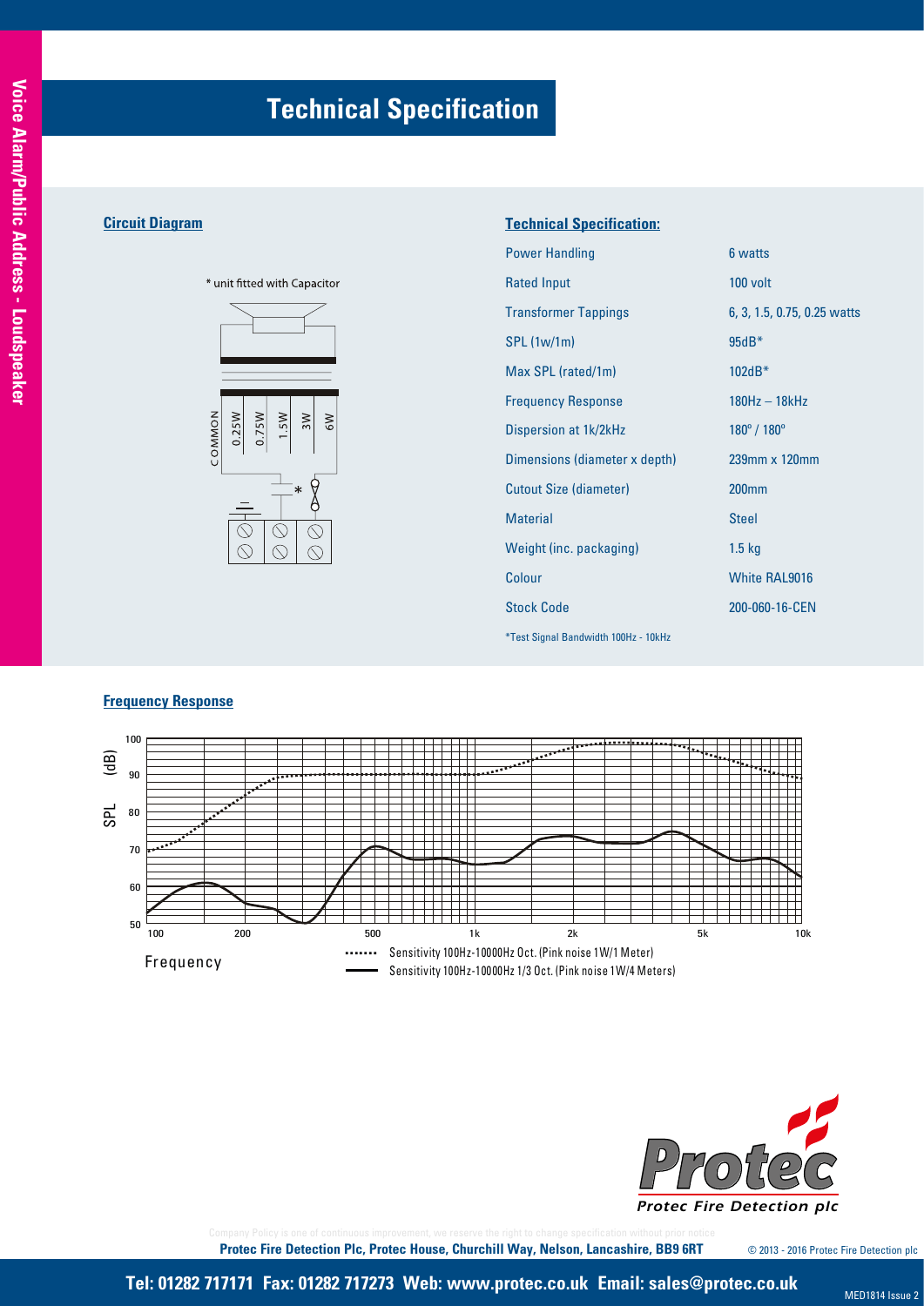# Technical Specification

## Circuit Diagram

\* unit fitted with Capacitor

COMMON 0.25W 0.75W 1.5W 3W 6W

\*

## Technical Specification:

| | |
|---|---|
| Power Handling | 6 watts |
| Rated Input | 100 volt |
| Transformer Tappings | 6, 3, 1.5, 0.75, 0.25 watts |
| SPL (1w/1m) | 95dB* |
| Max SPL (rated/1m) | 102dB* |
| Frequency Response | 180Hz – 18kHz |
| Dispersion at 1k/2kHz | 180º / 180º |
| Dimensions (diameter x depth) | 239mm x 120mm |
| Cutout Size (diameter) | 200mm |
| Material | Steel |
| Weight (inc. packaging) | 1.5 kg |
| Colour | White RAL9016 |
| Stock Code | 200-060-16-CEN |

*Test Signal Bandwidth 100Hz - 10kHz

## Frequency Response

SPL (dB)

100
90
80
70
60
50

100 200 500 1k 2k 5k 10k

Frequency

Sensitivity 100Hz-10000Hz Oct. (Pink noise 1W/1 Meter)

Sensitivity 100Hz-10000Hz 1/3 Oct. (Pink noise 1W/4 Meters)

Protec Fire Detection plc

Company Policy is one of continuous improvement, we reserve the right to change specification without prior notice

**Protec Fire Detection Plc, Protec House, Churchill Way, Nelson, Lancashire, BB9 6RT**

© 2013 - 2016 Protec Fire Detection plc

**Tel: 01282 717171 Fax: 01282 717273 Web: www.protec.co.uk Email: sales@protec.co.uk**

MED1814 Issue 2